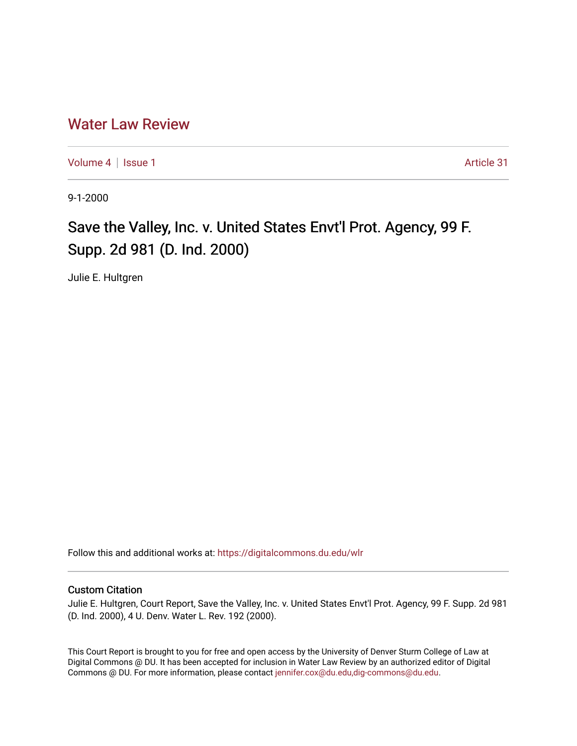# Water Law Review

Volume 4 | Issue 1 Article 31

9-1-2000

## Save the Valley, Inc. v. United States Envt'l Prot. Agency, 99 F. Supp. 2d 981 (D. Ind. 2000)

Julie E. Hultgren

Follow this and additional works at: https://digitalcommons.du.edu/wlr

### Custom Citation

Julie E. Hultgren, Court Report, Save the Valley, Inc. v. United States Envt'l Prot. Agency, 99 F. Supp. 2d 981 (D. Ind. 2000), 4 U. Denv. Water L. Rev. 192 (2000).

This Court Report is brought to you for free and open access by the University of Denver Sturm College of Law at Digital Commons @ DU. It has been accepted for inclusion in Water Law Review by an authorized editor of Digital Commons @ DU. For more information, please contact jennifer.cox@du.edu,dig-commons@du.edu.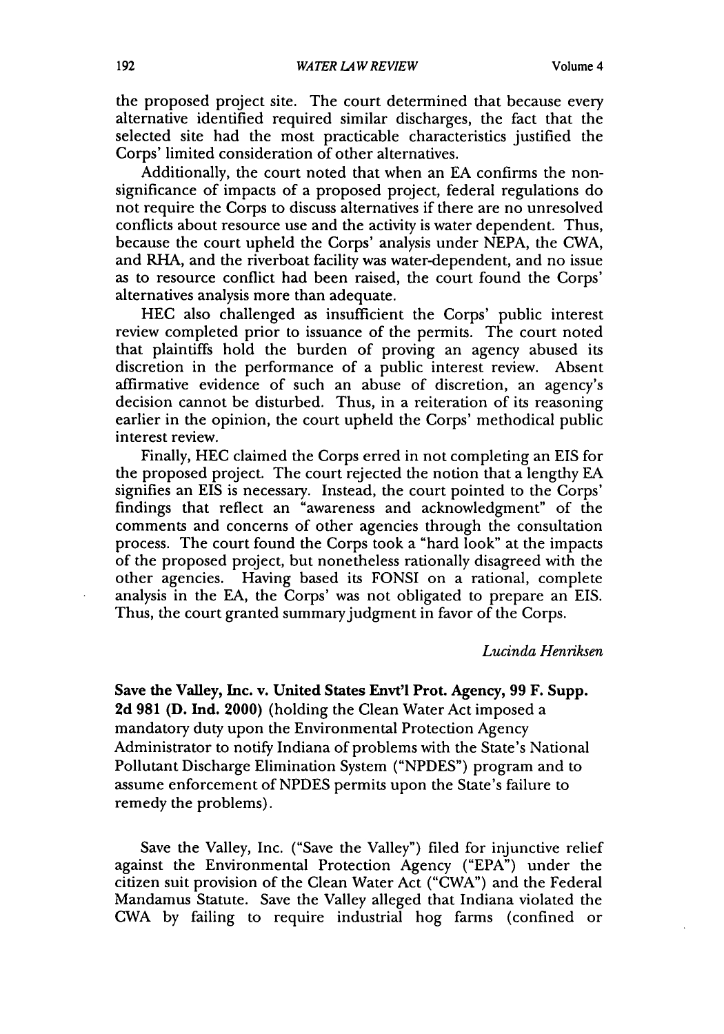the proposed project site. The court determined that because every alternative identified required similar discharges, the fact that the selected site had the most practicable characteristics justified the Corps' limited consideration of other alternatives.

Additionally, the court noted that when an EA confirms the non-significance of impacts of a proposed project, federal regulations do not require the Corps to discuss alternatives if there are no unresolved conflicts about resource use and the activity is water dependent. Thus, because the court upheld the Corps' analysis under NEPA, the CWA, and RHA, and the riverboat facility was water-dependent, and no issue as to resource conflict had been raised, the court found the Corps' alternatives analysis more than adequate.

HEC also challenged as insufficient the Corps' public interest review completed prior to issuance of the permits. The court noted that plaintiffs hold the burden of proving an agency abused its discretion in the performance of a public interest review. Absent affirmative evidence of such an abuse of discretion, an agency's decision cannot be disturbed. Thus, in a reiteration of its reasoning earlier in the opinion, the court upheld the Corps' methodical public interest review.

Finally, HEC claimed the Corps erred in not completing an EIS for the proposed project. The court rejected the notion that a lengthy EA signifies an EIS is necessary. Instead, the court pointed to the Corps' findings that reflect an "awareness and acknowledgment" of the comments and concerns of other agencies through the consultation process. The court found the Corps took a "hard look" at the impacts of the proposed project, but nonetheless rationally disagreed with the other agencies. Having based its FONSI on a rational, complete analysis in the EA, the Corps' was not obligated to prepare an EIS. Thus, the court granted summary judgment in favor of the Corps.

*Lucinda Henriksen*

**Save the Valley, Inc. v. United States Envt'l Prot. Agency, 99 F. Supp. 2d 981 (D. Ind. 2000)** (holding the Clean Water Act imposed a mandatory duty upon the Environmental Protection Agency Administrator to notify Indiana of problems with the State's National Pollutant Discharge Elimination System ("NPDES") program and to assume enforcement of NPDES permits upon the State's failure to remedy the problems).

Save the Valley, Inc. ("Save the Valley") filed for injunctive relief against the Environmental Protection Agency ("EPA") under the citizen suit provision of the Clean Water Act ("CWA") and the Federal Mandamus Statute. Save the Valley alleged that Indiana violated the CWA by failing to require industrial hog farms (confined or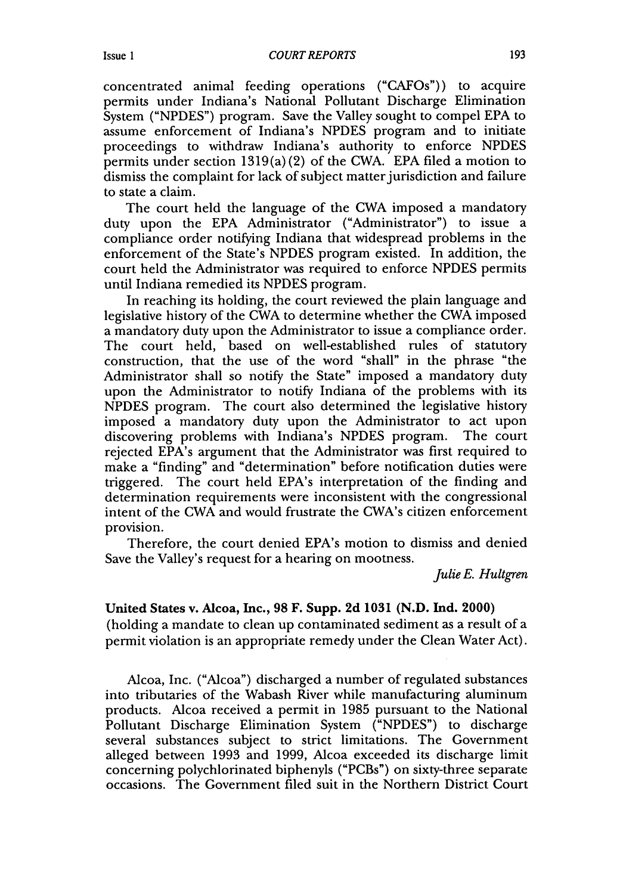concentrated animal feeding operations ("CAFOs")) to acquire permits under Indiana's National Pollutant Discharge Elimination System ("NPDES") program. Save the Valley sought to compel EPA to assume enforcement of Indiana's NPDES program and to initiate proceedings to withdraw Indiana's authority to enforce NPDES permits under section 1319(a)(2) of the CWA. EPA filed a motion to dismiss the complaint for lack of subject matter jurisdiction and failure to state a claim.

The court held the language of the CWA imposed a mandatory duty upon the EPA Administrator ("Administrator") to issue a compliance order notifying Indiana that widespread problems in the enforcement of the State's NPDES program existed. In addition, the court held the Administrator was required to enforce NPDES permits until Indiana remedied its NPDES program.

In reaching its holding, the court reviewed the plain language and legislative history of the CWA to determine whether the CWA imposed a mandatory duty upon the Administrator to issue a compliance order. The court held, based on well-established rules of statutory construction, that the use of the word "shall" in the phrase "the Administrator shall so notify the State" imposed a mandatory duty upon the Administrator to notify Indiana of the problems with its NPDES program. The court also determined the legislative history imposed a mandatory duty upon the Administrator to act upon discovering problems with Indiana's NPDES program. The court rejected EPA's argument that the Administrator was first required to make a "finding" and "determination" before notification duties were triggered. The court held EPA's interpretation of the finding and determination requirements were inconsistent with the congressional intent of the CWA and would frustrate the CWA's citizen enforcement provision.

Therefore, the court denied EPA's motion to dismiss and denied Save the Valley's request for a hearing on mootness.

*Julie E. Hultgren*

**United States v. Alcoa, Inc., 98 F. Supp. 2d 1031 (N.D. Ind. 2000)** (holding a mandate to clean up contaminated sediment as a result of a permit violation is an appropriate remedy under the Clean Water Act).

Alcoa, Inc. ("Alcoa") discharged a number of regulated substances into tributaries of the Wabash River while manufacturing aluminum products. Alcoa received a permit in 1985 pursuant to the National Pollutant Discharge Elimination System ("NPDES") to discharge several substances subject to strict limitations. The Government alleged between 1993 and 1999, Alcoa exceeded its discharge limit concerning polychlorinated biphenyls ("PCBs") on sixty-three separate occasions. The Government filed suit in the Northern District Court